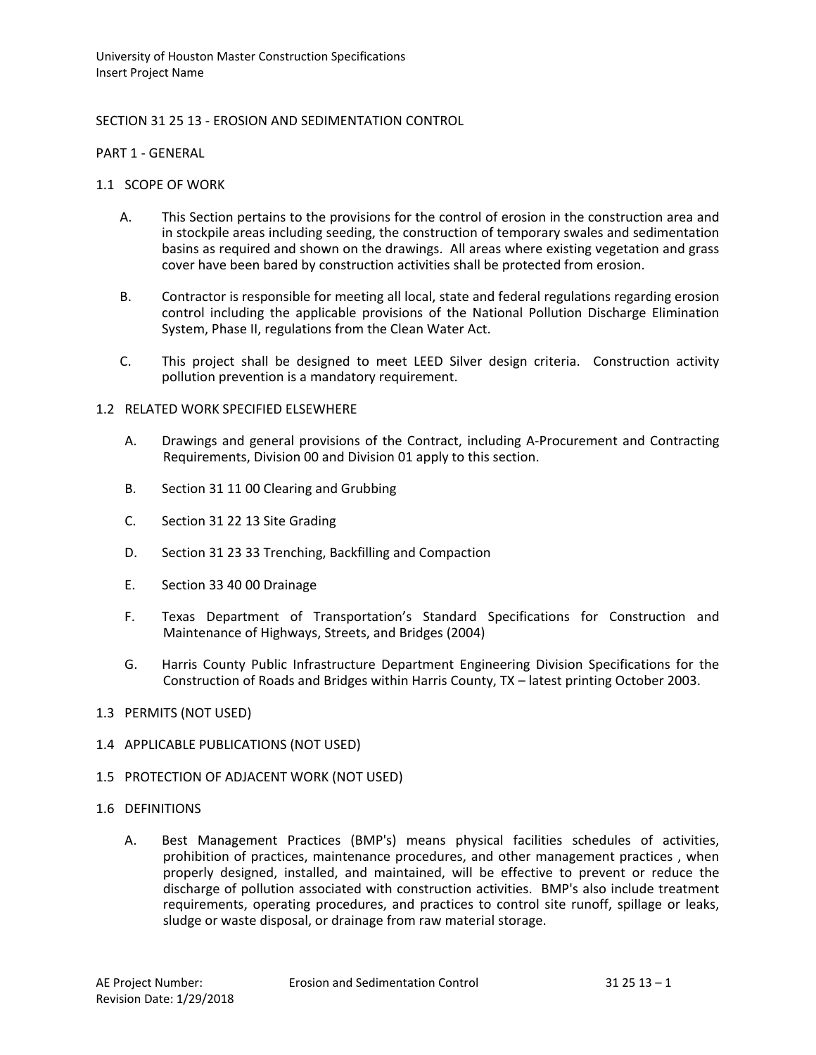University of Houston Master Construction Specifications
Insert Project Name

# SECTION 31 25 13 - EROSION AND SEDIMENTATION CONTROL

## PART 1 - GENERAL

### 1.1 SCOPE OF WORK

A. This Section pertains to the provisions for the control of erosion in the construction area and in stockpile areas including seeding, the construction of temporary swales and sedimentation basins as required and shown on the drawings. All areas where existing vegetation and grass cover have been bared by construction activities shall be protected from erosion.

B. Contractor is responsible for meeting all local, state and federal regulations regarding erosion control including the applicable provisions of the National Pollution Discharge Elimination System, Phase II, regulations from the Clean Water Act.

C. This project shall be designed to meet LEED Silver design criteria. Construction activity pollution prevention is a mandatory requirement.

### 1.2 RELATED WORK SPECIFIED ELSEWHERE

A. Drawings and general provisions of the Contract, including A-Procurement and Contracting Requirements, Division 00 and Division 01 apply to this section.

B. Section 31 11 00 Clearing and Grubbing

C. Section 31 22 13 Site Grading

D. Section 31 23 33 Trenching, Backfilling and Compaction

E. Section 33 40 00 Drainage

F. Texas Department of Transportation's Standard Specifications for Construction and Maintenance of Highways, Streets, and Bridges (2004)

G. Harris County Public Infrastructure Department Engineering Division Specifications for the Construction of Roads and Bridges within Harris County, TX – latest printing October 2003.

### 1.3 PERMITS (NOT USED)

### 1.4 APPLICABLE PUBLICATIONS (NOT USED)

### 1.5 PROTECTION OF ADJACENT WORK (NOT USED)

### 1.6 DEFINITIONS

A. Best Management Practices (BMP's) means physical facilities schedules of activities, prohibition of practices, maintenance procedures, and other management practices , when properly designed, installed, and maintained, will be effective to prevent or reduce the discharge of pollution associated with construction activities. BMP's also include treatment requirements, operating procedures, and practices to control site runoff, spillage or leaks, sludge or waste disposal, or drainage from raw material storage.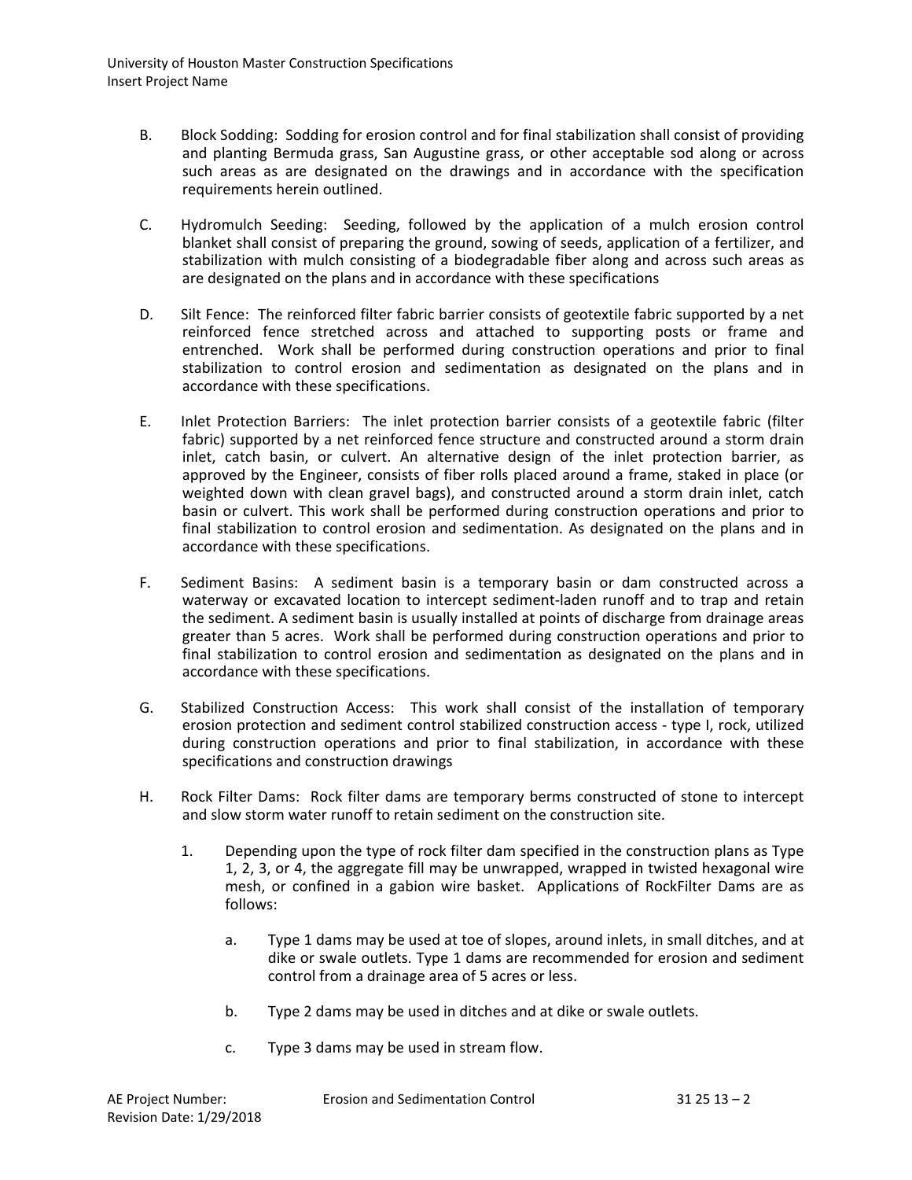B. Block Sodding: Sodding for erosion control and for final stabilization shall consist of providing and planting Bermuda grass, San Augustine grass, or other acceptable sod along or across such areas as are designated on the drawings and in accordance with the specification requirements herein outlined.

C. Hydromulch Seeding: Seeding, followed by the application of a mulch erosion control blanket shall consist of preparing the ground, sowing of seeds, application of a fertilizer, and stabilization with mulch consisting of a biodegradable fiber along and across such areas as are designated on the plans and in accordance with these specifications

D. Silt Fence: The reinforced filter fabric barrier consists of geotextile fabric supported by a net reinforced fence stretched across and attached to supporting posts or frame and entrenched. Work shall be performed during construction operations and prior to final stabilization to control erosion and sedimentation as designated on the plans and in accordance with these specifications.

E. Inlet Protection Barriers: The inlet protection barrier consists of a geotextile fabric (filter fabric) supported by a net reinforced fence structure and constructed around a storm drain inlet, catch basin, or culvert. An alternative design of the inlet protection barrier, as approved by the Engineer, consists of fiber rolls placed around a frame, staked in place (or weighted down with clean gravel bags), and constructed around a storm drain inlet, catch basin or culvert. This work shall be performed during construction operations and prior to final stabilization to control erosion and sedimentation. As designated on the plans and in accordance with these specifications.

F. Sediment Basins: A sediment basin is a temporary basin or dam constructed across a waterway or excavated location to intercept sediment-laden runoff and to trap and retain the sediment. A sediment basin is usually installed at points of discharge from drainage areas greater than 5 acres. Work shall be performed during construction operations and prior to final stabilization to control erosion and sedimentation as designated on the plans and in accordance with these specifications.

G. Stabilized Construction Access: This work shall consist of the installation of temporary erosion protection and sediment control stabilized construction access - type I, rock, utilized during construction operations and prior to final stabilization, in accordance with these specifications and construction drawings

H. Rock Filter Dams: Rock filter dams are temporary berms constructed of stone to intercept and slow storm water runoff to retain sediment on the construction site.

1. Depending upon the type of rock filter dam specified in the construction plans as Type 1, 2, 3, or 4, the aggregate fill may be unwrapped, wrapped in twisted hexagonal wire mesh, or confined in a gabion wire basket. Applications of RockFilter Dams are as follows:

   a. Type 1 dams may be used at toe of slopes, around inlets, in small ditches, and at dike or swale outlets. Type 1 dams are recommended for erosion and sediment control from a drainage area of 5 acres or less.

   b. Type 2 dams may be used in ditches and at dike or swale outlets.

   c. Type 3 dams may be used in stream flow.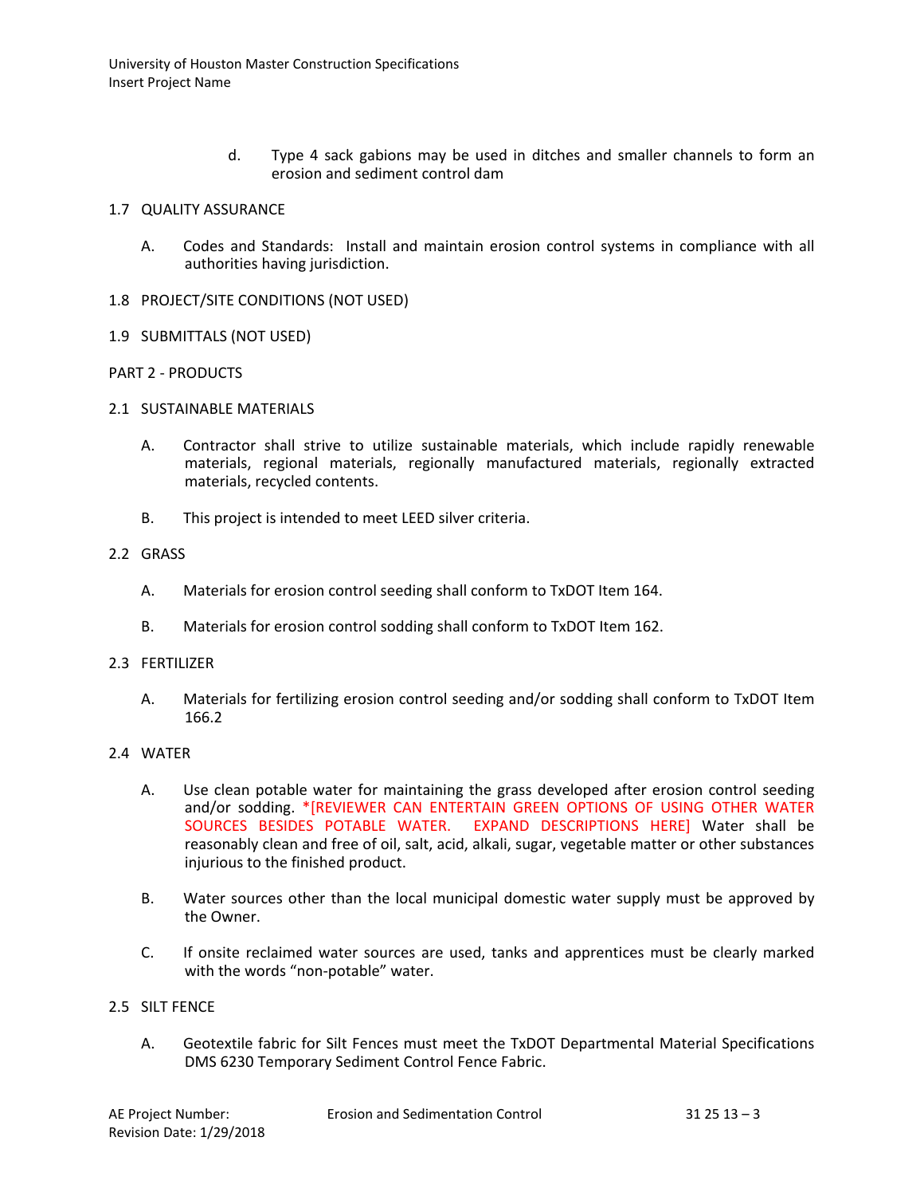d. Type 4 sack gabions may be used in ditches and smaller channels to form an erosion and sediment control dam

## 1.7 QUALITY ASSURANCE

A. Codes and Standards: Install and maintain erosion control systems in compliance with all authorities having jurisdiction.

## 1.8 PROJECT/SITE CONDITIONS (NOT USED)

## 1.9 SUBMITTALS (NOT USED)

# PART 2 - PRODUCTS

## 2.1 SUSTAINABLE MATERIALS

A. Contractor shall strive to utilize sustainable materials, which include rapidly renewable materials, regional materials, regionally manufactured materials, regionally extracted materials, recycled contents.

B. This project is intended to meet LEED silver criteria.

## 2.2 GRASS

A. Materials for erosion control seeding shall conform to TxDOT Item 164.

B. Materials for erosion control sodding shall conform to TxDOT Item 162.

## 2.3 FERTILIZER

A. Materials for fertilizing erosion control seeding and/or sodding shall conform to TxDOT Item 166.2

## 2.4 WATER

A. Use clean potable water for maintaining the grass developed after erosion control seeding and/or sodding. *[REVIEWER CAN ENTERTAIN GREEN OPTIONS OF USING OTHER WATER SOURCES BESIDES POTABLE WATER. EXPAND DESCRIPTIONS HERE] Water shall be reasonably clean and free of oil, salt, acid, alkali, sugar, vegetable matter or other substances injurious to the finished product.

B. Water sources other than the local municipal domestic water supply must be approved by the Owner.

C. If onsite reclaimed water sources are used, tanks and apprentices must be clearly marked with the words "non-potable" water.

## 2.5 SILT FENCE

A. Geotextile fabric for Silt Fences must meet the TxDOT Departmental Material Specifications DMS 6230 Temporary Sediment Control Fence Fabric.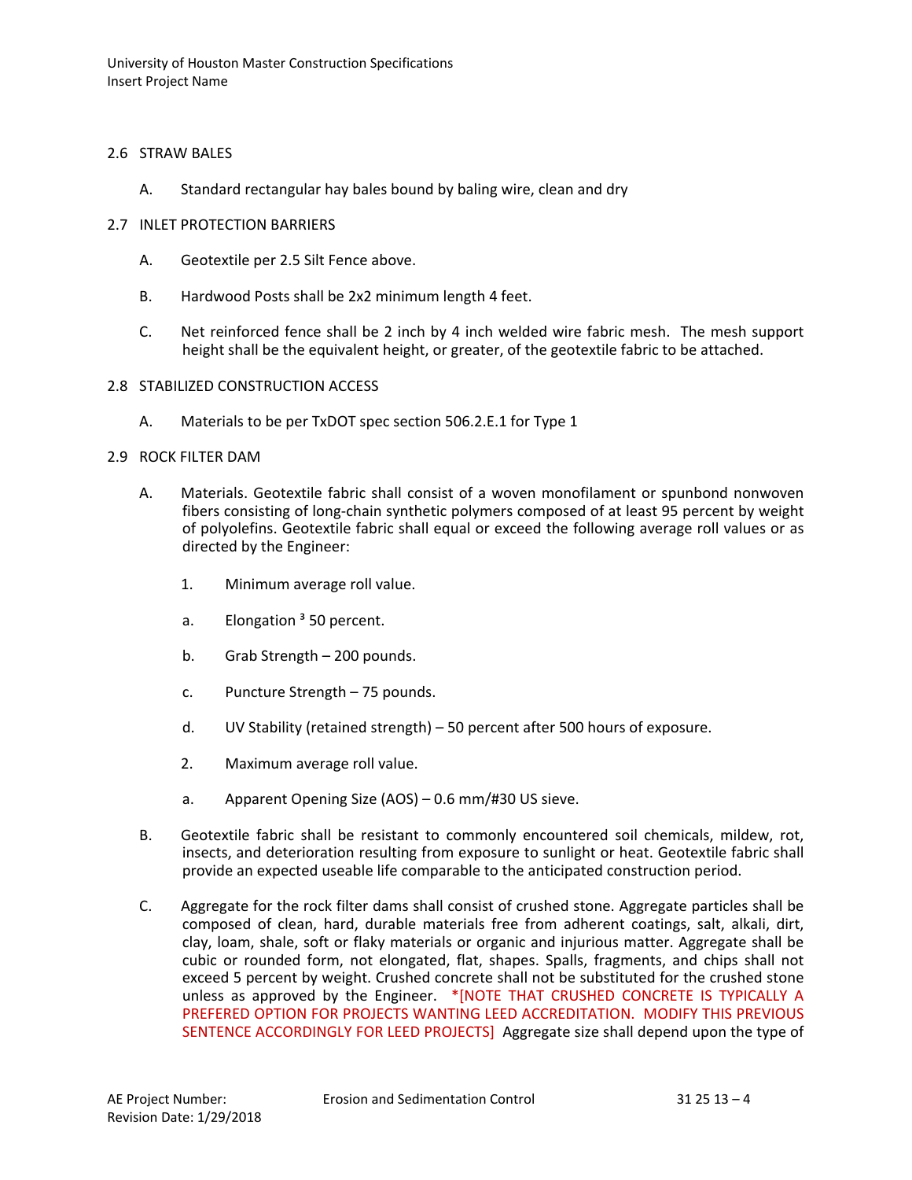2.6 STRAW BALES

A. Standard rectangular hay bales bound by baling wire, clean and dry

2.7 INLET PROTECTION BARRIERS

A. Geotextile per 2.5 Silt Fence above.

B. Hardwood Posts shall be 2x2 minimum length 4 feet.

C. Net reinforced fence shall be 2 inch by 4 inch welded wire fabric mesh. The mesh support height shall be the equivalent height, or greater, of the geotextile fabric to be attached.

2.8 STABILIZED CONSTRUCTION ACCESS

A. Materials to be per TxDOT spec section 506.2.E.1 for Type 1

2.9 ROCK FILTER DAM

A. Materials. Geotextile fabric shall consist of a woven monofilament or spunbond nonwoven fibers consisting of long-chain synthetic polymers composed of at least 95 percent by weight of polyolefins. Geotextile fabric shall equal or exceed the following average roll values or as directed by the Engineer:

1. Minimum average roll value.

a. Elongation ³ 50 percent.

b. Grab Strength – 200 pounds.

c. Puncture Strength – 75 pounds.

d. UV Stability (retained strength) – 50 percent after 500 hours of exposure.

2. Maximum average roll value.

a. Apparent Opening Size (AOS) – 0.6 mm/#30 US sieve.

B. Geotextile fabric shall be resistant to commonly encountered soil chemicals, mildew, rot, insects, and deterioration resulting from exposure to sunlight or heat. Geotextile fabric shall provide an expected useable life comparable to the anticipated construction period.

C. Aggregate for the rock filter dams shall consist of crushed stone. Aggregate particles shall be composed of clean, hard, durable materials free from adherent coatings, salt, alkali, dirt, clay, loam, shale, soft or flaky materials or organic and injurious matter. Aggregate shall be cubic or rounded form, not elongated, flat, shapes. Spalls, fragments, and chips shall not exceed 5 percent by weight. Crushed concrete shall not be substituted for the crushed stone unless as approved by the Engineer. *[NOTE THAT CRUSHED CONCRETE IS TYPICALLY A PREFERED OPTION FOR PROJECTS WANTING LEED ACCREDITATION. MODIFY THIS PREVIOUS SENTENCE ACCORDINGLY FOR LEED PROJECTS] Aggregate size shall depend upon the type of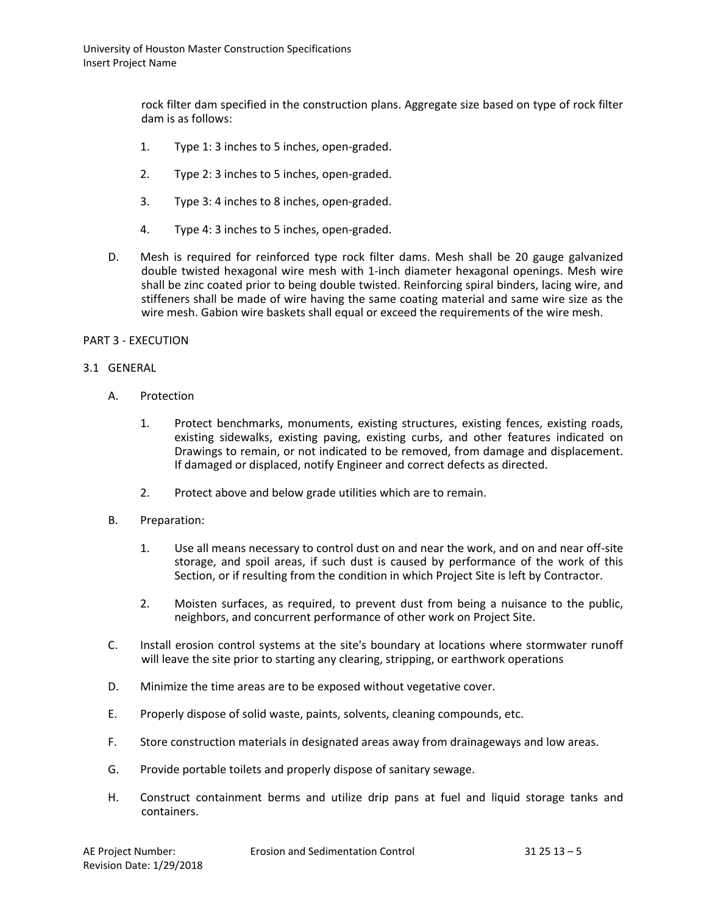rock filter dam specified in the construction plans. Aggregate size based on type of rock filter dam is as follows:

1. Type 1: 3 inches to 5 inches, open-graded.

2. Type 2: 3 inches to 5 inches, open-graded.

3. Type 3: 4 inches to 8 inches, open-graded.

4. Type 4: 3 inches to 5 inches, open-graded.

D. Mesh is required for reinforced type rock filter dams. Mesh shall be 20 gauge galvanized double twisted hexagonal wire mesh with 1-inch diameter hexagonal openings. Mesh wire shall be zinc coated prior to being double twisted. Reinforcing spiral binders, lacing wire, and stiffeners shall be made of wire having the same coating material and same wire size as the wire mesh. Gabion wire baskets shall equal or exceed the requirements of the wire mesh.

## PART 3 - EXECUTION

### 3.1 GENERAL

A. Protection

1. Protect benchmarks, monuments, existing structures, existing fences, existing roads, existing sidewalks, existing paving, existing curbs, and other features indicated on Drawings to remain, or not indicated to be removed, from damage and displacement. If damaged or displaced, notify Engineer and correct defects as directed.

2. Protect above and below grade utilities which are to remain.

B. Preparation:

1. Use all means necessary to control dust on and near the work, and on and near off-site storage, and spoil areas, if such dust is caused by performance of the work of this Section, or if resulting from the condition in which Project Site is left by Contractor.

2. Moisten surfaces, as required, to prevent dust from being a nuisance to the public, neighbors, and concurrent performance of other work on Project Site.

C. Install erosion control systems at the site's boundary at locations where stormwater runoff will leave the site prior to starting any clearing, stripping, or earthwork operations

D. Minimize the time areas are to be exposed without vegetative cover.

E. Properly dispose of solid waste, paints, solvents, cleaning compounds, etc.

F. Store construction materials in designated areas away from drainageways and low areas.

G. Provide portable toilets and properly dispose of sanitary sewage.

H. Construct containment berms and utilize drip pans at fuel and liquid storage tanks and containers.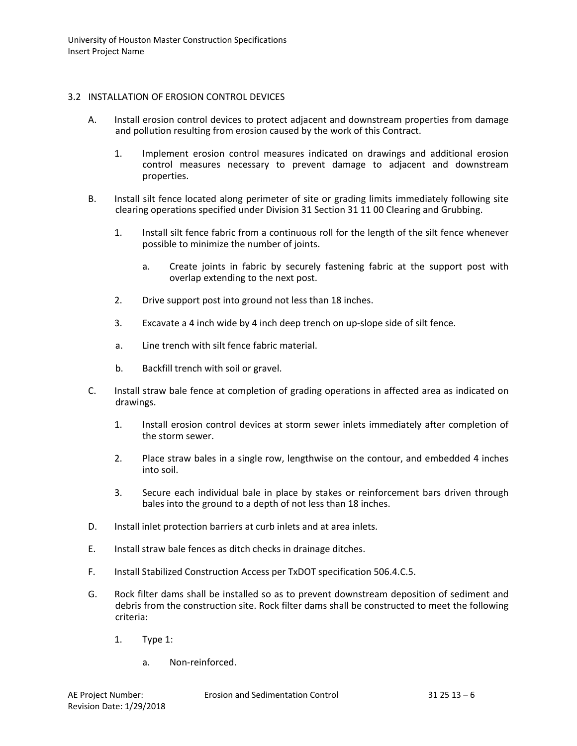## 3.2 INSTALLATION OF EROSION CONTROL DEVICES

A. Install erosion control devices to protect adjacent and downstream properties from damage and pollution resulting from erosion caused by the work of this Contract.

   1. Implement erosion control measures indicated on drawings and additional erosion control measures necessary to prevent damage to adjacent and downstream properties.

B. Install silt fence located along perimeter of site or grading limits immediately following site clearing operations specified under Division 31 Section 31 11 00 Clearing and Grubbing.

   1. Install silt fence fabric from a continuous roll for the length of the silt fence whenever possible to minimize the number of joints.

      a. Create joints in fabric by securely fastening fabric at the support post with overlap extending to the next post.

   2. Drive support post into ground not less than 18 inches.

   3. Excavate a 4 inch wide by 4 inch deep trench on up-slope side of silt fence.

   a. Line trench with silt fence fabric material.

   b. Backfill trench with soil or gravel.

C. Install straw bale fence at completion of grading operations in affected area as indicated on drawings.

   1. Install erosion control devices at storm sewer inlets immediately after completion of the storm sewer.

   2. Place straw bales in a single row, lengthwise on the contour, and embedded 4 inches into soil.

   3. Secure each individual bale in place by stakes or reinforcement bars driven through bales into the ground to a depth of not less than 18 inches.

D. Install inlet protection barriers at curb inlets and at area inlets.

E. Install straw bale fences as ditch checks in drainage ditches.

F. Install Stabilized Construction Access per TxDOT specification 506.4.C.5.

G. Rock filter dams shall be installed so as to prevent downstream deposition of sediment and debris from the construction site. Rock filter dams shall be constructed to meet the following criteria:

   1. Type 1:

      a. Non-reinforced.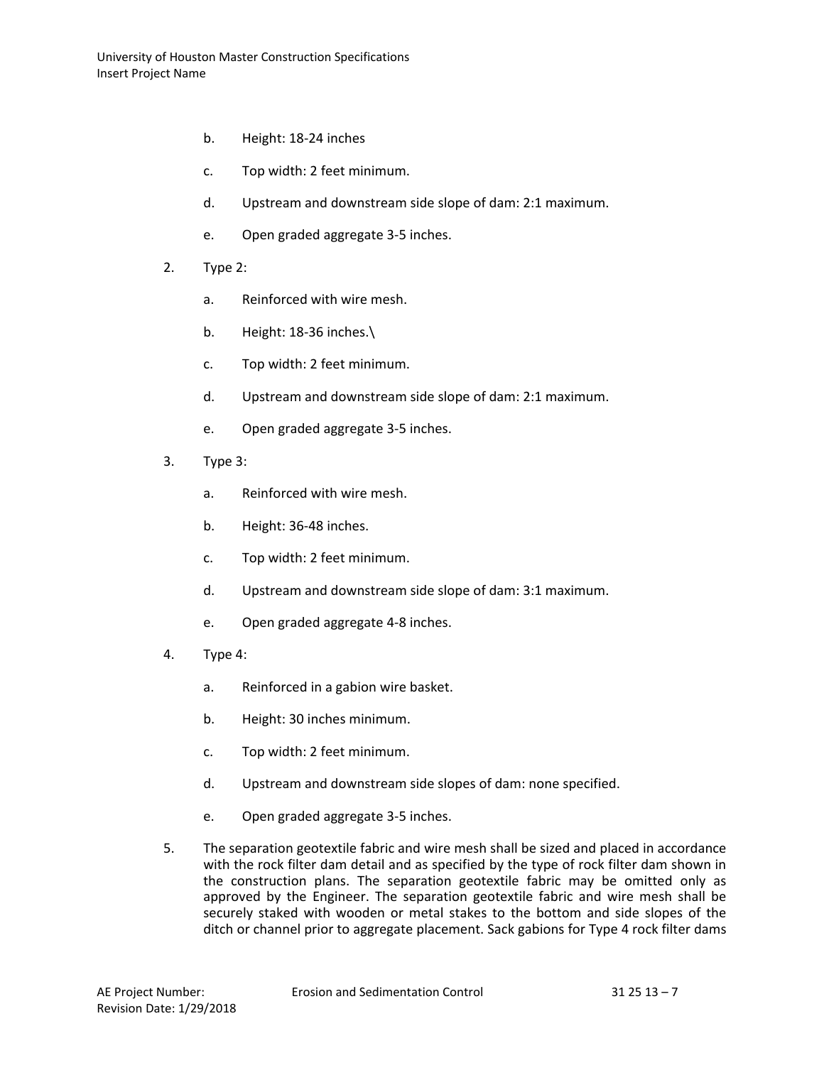b. Height: 18-24 inches

c. Top width: 2 feet minimum.

d. Upstream and downstream side slope of dam: 2:1 maximum.

e. Open graded aggregate 3-5 inches.

2. Type 2:

   a. Reinforced with wire mesh.

   b. Height: 18-36 inches.\

   c. Top width: 2 feet minimum.

   d. Upstream and downstream side slope of dam: 2:1 maximum.

   e. Open graded aggregate 3-5 inches.

3. Type 3:

   a. Reinforced with wire mesh.

   b. Height: 36-48 inches.

   c. Top width: 2 feet minimum.

   d. Upstream and downstream side slope of dam: 3:1 maximum.

   e. Open graded aggregate 4-8 inches.

4. Type 4:

   a. Reinforced in a gabion wire basket.

   b. Height: 30 inches minimum.

   c. Top width: 2 feet minimum.

   d. Upstream and downstream side slopes of dam: none specified.

   e. Open graded aggregate 3-5 inches.

5. The separation geotextile fabric and wire mesh shall be sized and placed in accordance with the rock filter dam detail and as specified by the type of rock filter dam shown in the construction plans. The separation geotextile fabric may be omitted only as approved by the Engineer. The separation geotextile fabric and wire mesh shall be securely staked with wooden or metal stakes to the bottom and side slopes of the ditch or channel prior to aggregate placement. Sack gabions for Type 4 rock filter dams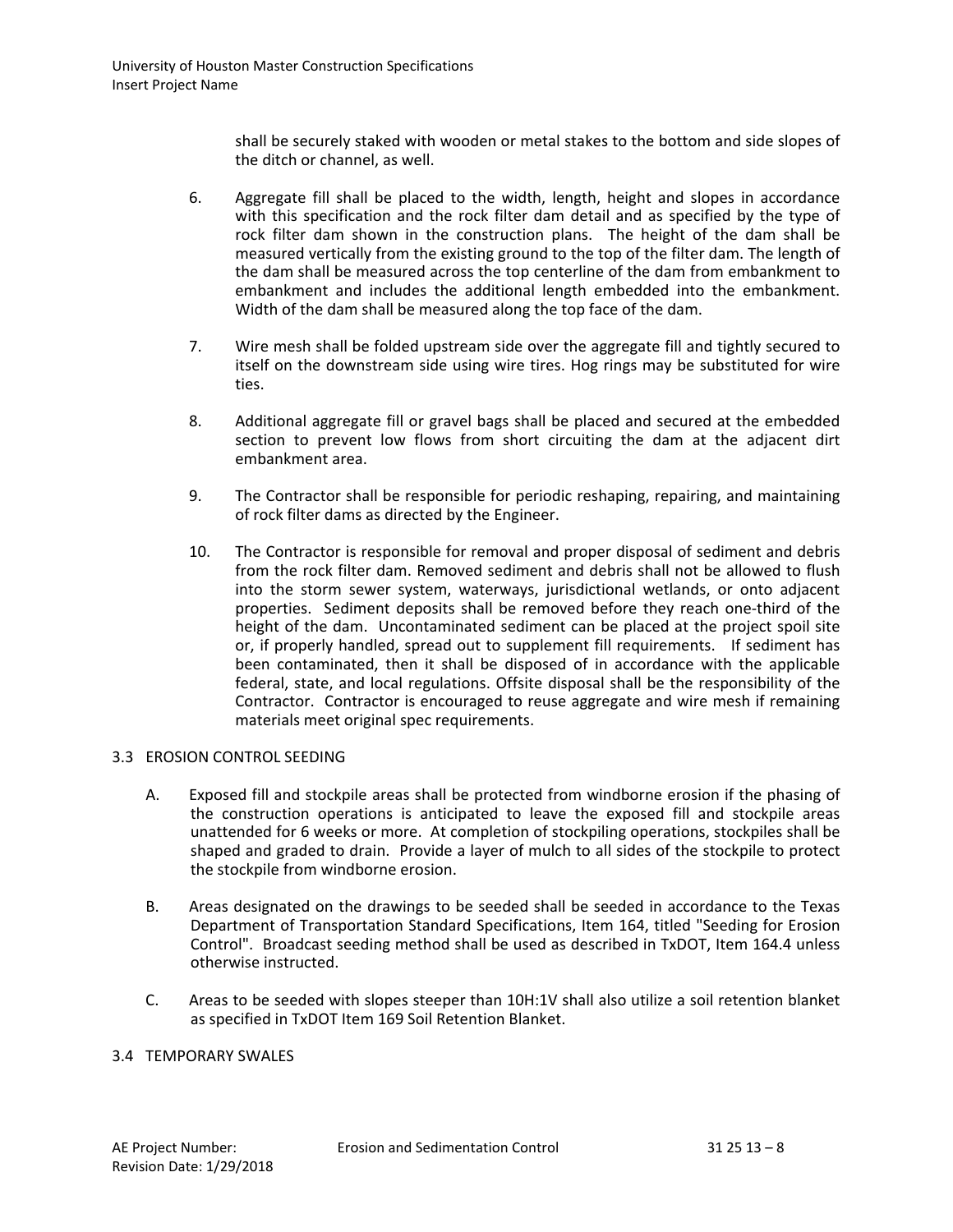shall be securely staked with wooden or metal stakes to the bottom and side slopes of the ditch or channel, as well.

6. Aggregate fill shall be placed to the width, length, height and slopes in accordance with this specification and the rock filter dam detail and as specified by the type of rock filter dam shown in the construction plans. The height of the dam shall be measured vertically from the existing ground to the top of the filter dam. The length of the dam shall be measured across the top centerline of the dam from embankment to embankment and includes the additional length embedded into the embankment. Width of the dam shall be measured along the top face of the dam.

7. Wire mesh shall be folded upstream side over the aggregate fill and tightly secured to itself on the downstream side using wire tires. Hog rings may be substituted for wire ties.

8. Additional aggregate fill or gravel bags shall be placed and secured at the embedded section to prevent low flows from short circuiting the dam at the adjacent dirt embankment area.

9. The Contractor shall be responsible for periodic reshaping, repairing, and maintaining of rock filter dams as directed by the Engineer.

10. The Contractor is responsible for removal and proper disposal of sediment and debris from the rock filter dam. Removed sediment and debris shall not be allowed to flush into the storm sewer system, waterways, jurisdictional wetlands, or onto adjacent properties. Sediment deposits shall be removed before they reach one-third of the height of the dam. Uncontaminated sediment can be placed at the project spoil site or, if properly handled, spread out to supplement fill requirements. If sediment has been contaminated, then it shall be disposed of in accordance with the applicable federal, state, and local regulations. Offsite disposal shall be the responsibility of the Contractor. Contractor is encouraged to reuse aggregate and wire mesh if remaining materials meet original spec requirements.

## 3.3 EROSION CONTROL SEEDING

A. Exposed fill and stockpile areas shall be protected from windborne erosion if the phasing of the construction operations is anticipated to leave the exposed fill and stockpile areas unattended for 6 weeks or more. At completion of stockpiling operations, stockpiles shall be shaped and graded to drain. Provide a layer of mulch to all sides of the stockpile to protect the stockpile from windborne erosion.

B. Areas designated on the drawings to be seeded shall be seeded in accordance to the Texas Department of Transportation Standard Specifications, Item 164, titled "Seeding for Erosion Control". Broadcast seeding method shall be used as described in TxDOT, Item 164.4 unless otherwise instructed.

C. Areas to be seeded with slopes steeper than 10H:1V shall also utilize a soil retention blanket as specified in TxDOT Item 169 Soil Retention Blanket.

## 3.4 TEMPORARY SWALES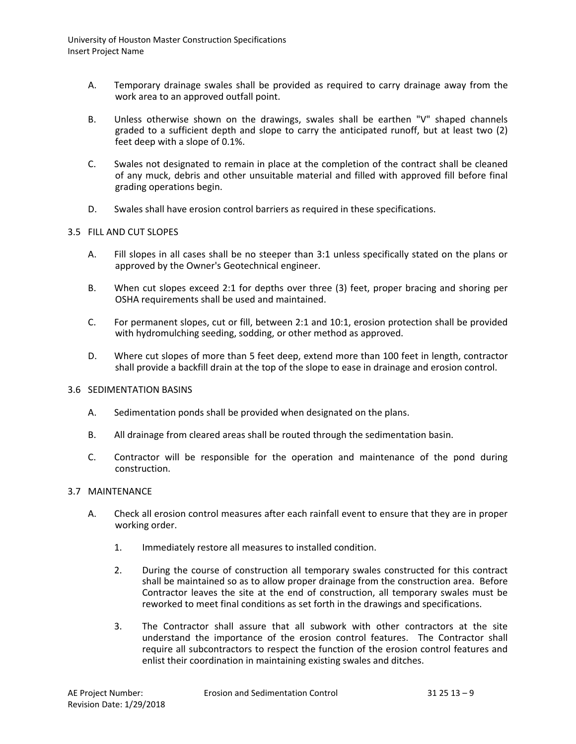A. Temporary drainage swales shall be provided as required to carry drainage away from the work area to an approved outfall point.

B. Unless otherwise shown on the drawings, swales shall be earthen "V" shaped channels graded to a sufficient depth and slope to carry the anticipated runoff, but at least two (2) feet deep with a slope of 0.1%.

C. Swales not designated to remain in place at the completion of the contract shall be cleaned of any muck, debris and other unsuitable material and filled with approved fill before final grading operations begin.

D. Swales shall have erosion control barriers as required in these specifications.

## 3.5 FILL AND CUT SLOPES

A. Fill slopes in all cases shall be no steeper than 3:1 unless specifically stated on the plans or approved by the Owner's Geotechnical engineer.

B. When cut slopes exceed 2:1 for depths over three (3) feet, proper bracing and shoring per OSHA requirements shall be used and maintained.

C. For permanent slopes, cut or fill, between 2:1 and 10:1, erosion protection shall be provided with hydromulching seeding, sodding, or other method as approved.

D. Where cut slopes of more than 5 feet deep, extend more than 100 feet in length, contractor shall provide a backfill drain at the top of the slope to ease in drainage and erosion control.

## 3.6 SEDIMENTATION BASINS

A. Sedimentation ponds shall be provided when designated on the plans.

B. All drainage from cleared areas shall be routed through the sedimentation basin.

C. Contractor will be responsible for the operation and maintenance of the pond during construction.

## 3.7 MAINTENANCE

A. Check all erosion control measures after each rainfall event to ensure that they are in proper working order.

1. Immediately restore all measures to installed condition.

2. During the course of construction all temporary swales constructed for this contract shall be maintained so as to allow proper drainage from the construction area. Before Contractor leaves the site at the end of construction, all temporary swales must be reworked to meet final conditions as set forth in the drawings and specifications.

3. The Contractor shall assure that all subwork with other contractors at the site understand the importance of the erosion control features. The Contractor shall require all subcontractors to respect the function of the erosion control features and enlist their coordination in maintaining existing swales and ditches.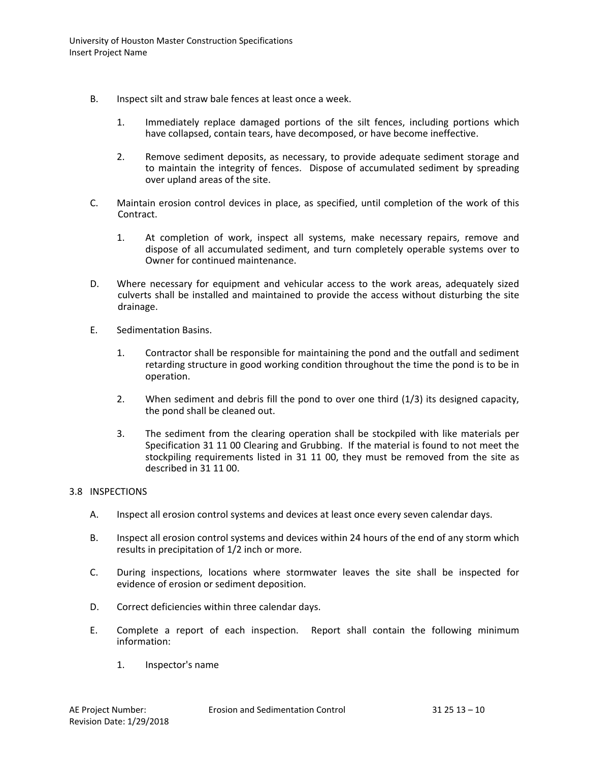B. Inspect silt and straw bale fences at least once a week.

   1. Immediately replace damaged portions of the silt fences, including portions which have collapsed, contain tears, have decomposed, or have become ineffective.

   2. Remove sediment deposits, as necessary, to provide adequate sediment storage and to maintain the integrity of fences. Dispose of accumulated sediment by spreading over upland areas of the site.

C. Maintain erosion control devices in place, as specified, until completion of the work of this Contract.

   1. At completion of work, inspect all systems, make necessary repairs, remove and dispose of all accumulated sediment, and turn completely operable systems over to Owner for continued maintenance.

D. Where necessary for equipment and vehicular access to the work areas, adequately sized culverts shall be installed and maintained to provide the access without disturbing the site drainage.

E. Sedimentation Basins.

   1. Contractor shall be responsible for maintaining the pond and the outfall and sediment retarding structure in good working condition throughout the time the pond is to be in operation.

   2. When sediment and debris fill the pond to over one third (1/3) its designed capacity, the pond shall be cleaned out.

   3. The sediment from the clearing operation shall be stockpiled with like materials per Specification 31 11 00 Clearing and Grubbing. If the material is found to not meet the stockpiling requirements listed in 31 11 00, they must be removed from the site as described in 31 11 00.

## 3.8 INSPECTIONS

A. Inspect all erosion control systems and devices at least once every seven calendar days.

B. Inspect all erosion control systems and devices within 24 hours of the end of any storm which results in precipitation of 1/2 inch or more.

C. During inspections, locations where stormwater leaves the site shall be inspected for evidence of erosion or sediment deposition.

D. Correct deficiencies within three calendar days.

E. Complete a report of each inspection. Report shall contain the following minimum information:

   1. Inspector's name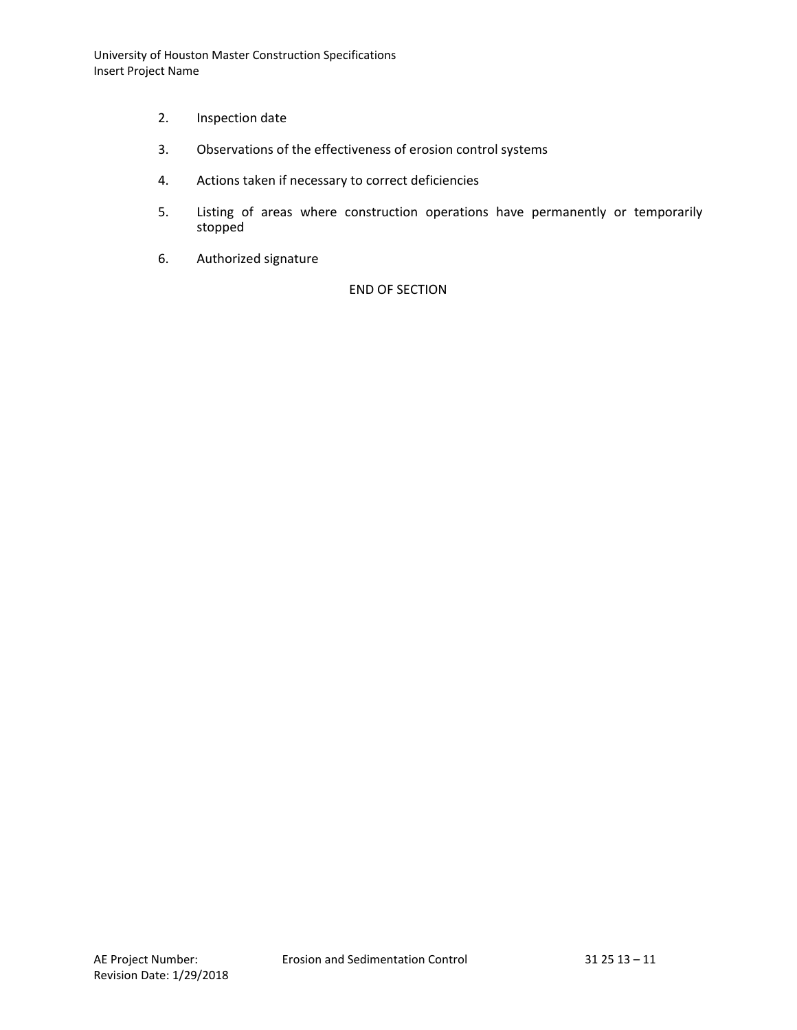2. Inspection date

3. Observations of the effectiveness of erosion control systems

4. Actions taken if necessary to correct deficiencies

5. Listing of areas where construction operations have permanently or temporarily stopped

6. Authorized signature

END OF SECTION